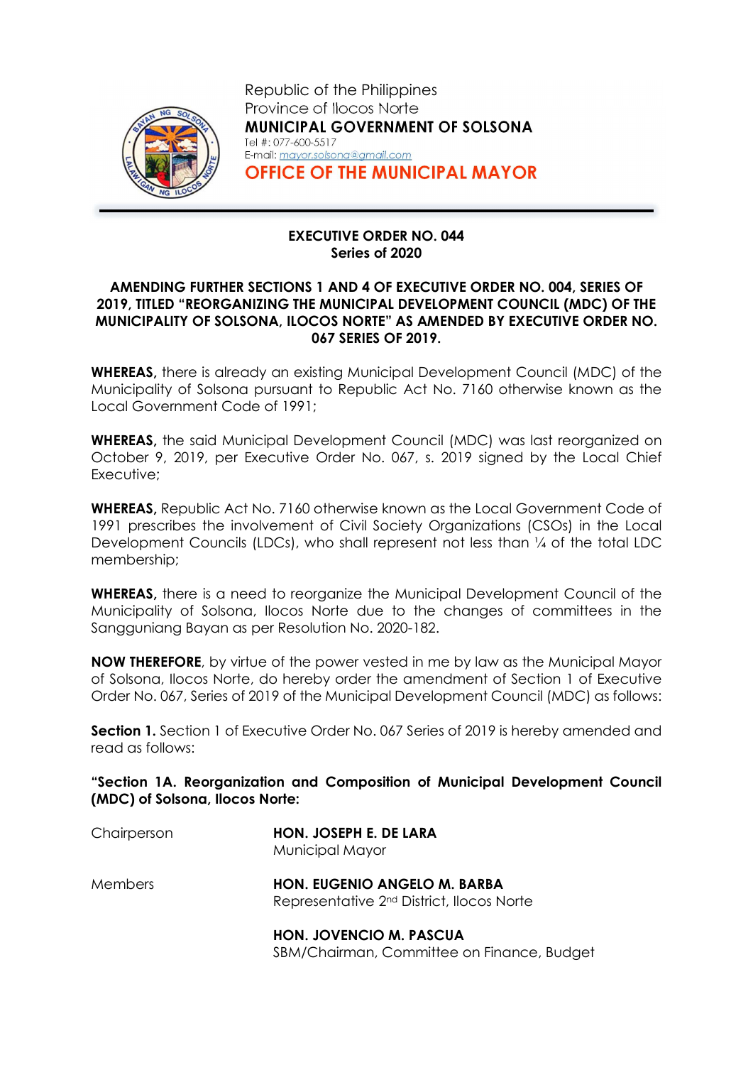Republic of the Philippines
Province of Ilocos Norte
**MUNICIPAL GOVERNMENT OF SOLSONA**
Tel #: 077-600-5517
E-mail: mayor.solsona@gmail.com
**OFFICE OF THE MUNICIPAL MAYOR**

---

**EXECUTIVE ORDER NO. 044**
**Series of 2020**

**AMENDING FURTHER SECTIONS 1 AND 4 OF EXECUTIVE ORDER NO. 004, SERIES OF 2019, TITLED "REORGANIZING THE MUNICIPAL DEVELOPMENT COUNCIL (MDC) OF THE MUNICIPALITY OF SOLSONA, ILOCOS NORTE" AS AMENDED BY EXECUTIVE ORDER NO. 067 SERIES OF 2019.**

**WHEREAS,** there is already an existing Municipal Development Council (MDC) of the Municipality of Solsona pursuant to Republic Act No. 7160 otherwise known as the Local Government Code of 1991;

**WHEREAS,** the said Municipal Development Council (MDC) was last reorganized on October 9, 2019, per Executive Order No. 067, s. 2019 signed by the Local Chief Executive;

**WHEREAS,** Republic Act No. 7160 otherwise known as the Local Government Code of 1991 prescribes the involvement of Civil Society Organizations (CSOs) in the Local Development Councils (LDCs), who shall represent not less than ¼ of the total LDC membership;

**WHEREAS,** there is a need to reorganize the Municipal Development Council of the Municipality of Solsona, Ilocos Norte due to the changes of committees in the Sangguniang Bayan as per Resolution No. 2020-182.

**NOW THEREFORE**, by virtue of the power vested in me by law as the Municipal Mayor of Solsona, Ilocos Norte, do hereby order the amendment of Section 1 of Executive Order No. 067, Series of 2019 of the Municipal Development Council (MDC) as follows:

**Section 1.** Section 1 of Executive Order No. 067 Series of 2019 is hereby amended and read as follows:

**"Section 1A. Reorganization and Composition of Municipal Development Council (MDC) of Solsona, Ilocos Norte:**

| | |
|---|---|
| Chairperson | **HON. JOSEPH E. DE LARA**<br>Municipal Mayor |
| Members | **HON. EUGENIO ANGELO M. BARBA**<br>Representative 2nd District, Ilocos Norte |
| | **HON. JOVENCIO M. PASCUA**<br>SBM/Chairman, Committee on Finance, Budget |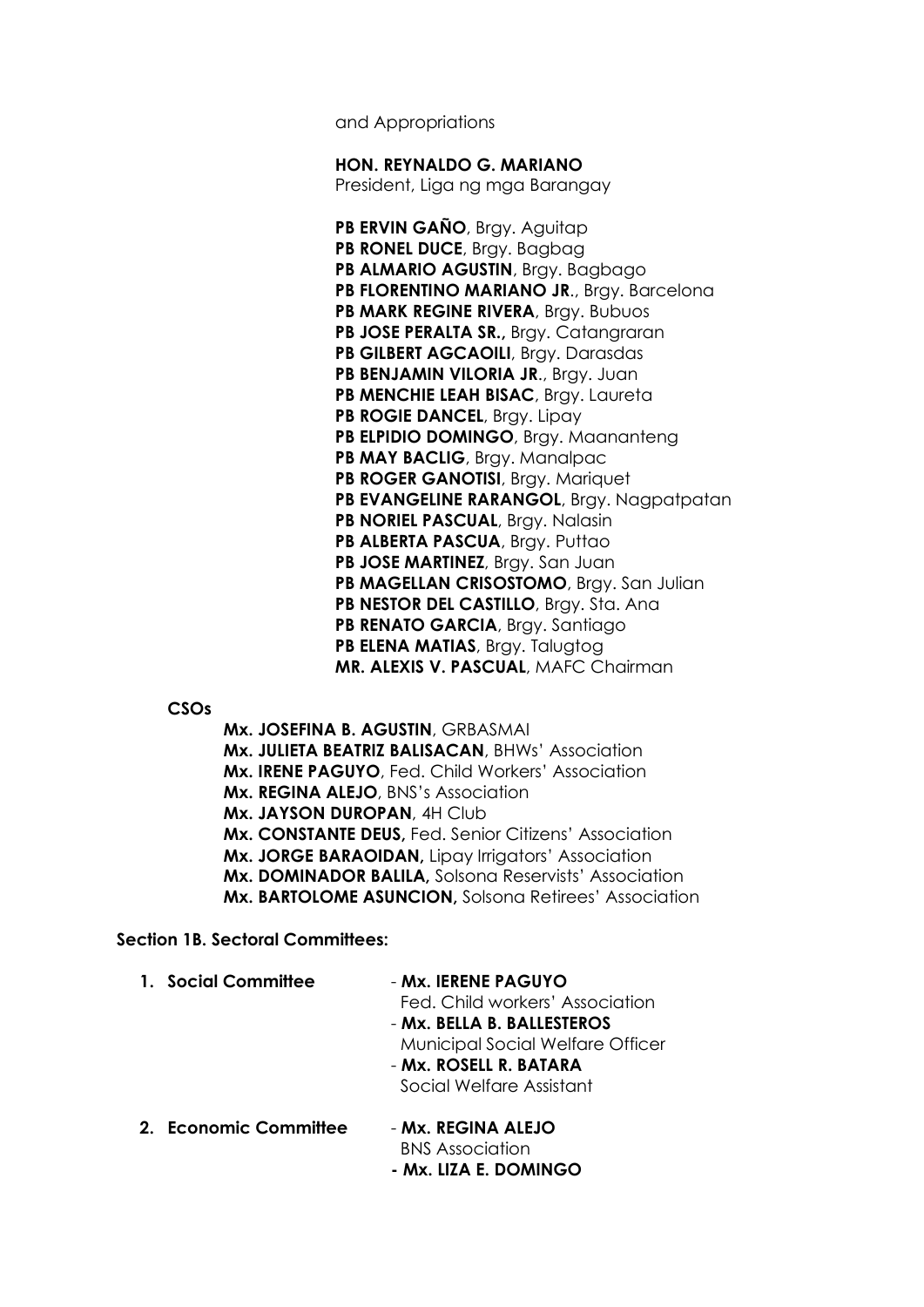and Appropriations

**HON. REYNALDO G. MARIANO**
President, Liga ng mga Barangay

**PB ERVIN GAÑO**, Brgy. Aguitap
**PB RONEL DUCE**, Brgy. Bagbag
**PB ALMARIO AGUSTIN**, Brgy. Bagbago
**PB FLORENTINO MARIANO JR**., Brgy. Barcelona
**PB MARK REGINE RIVERA**, Brgy. Bubuos
**PB JOSE PERALTA SR.,** Brgy. Catangraran
**PB GILBERT AGCAOILI**, Brgy. Darasdas
**PB BENJAMIN VILORIA JR**., Brgy. Juan
**PB MENCHIE LEAH BISAC**, Brgy. Laureta
**PB ROGIE DANCEL**, Brgy. Lipay
**PB ELPIDIO DOMINGO**, Brgy. Maananteng
**PB MAY BACLIG**, Brgy. Manalpac
**PB ROGER GANOTISI**, Brgy. Mariquet
**PB EVANGELINE RARANGOL**, Brgy. Nagpatpatan
**PB NORIEL PASCUAL**, Brgy. Nalasin
**PB ALBERTA PASCUA**, Brgy. Puttao
**PB JOSE MARTINEZ**, Brgy. San Juan
**PB MAGELLAN CRISOSTOMO**, Brgy. San Julian
**PB NESTOR DEL CASTILLO**, Brgy. Sta. Ana
**PB RENATO GARCIA**, Brgy. Santiago
**PB ELENA MATIAS**, Brgy. Talugtog
**MR. ALEXIS V. PASCUAL**, MAFC Chairman

**CSOs**

**Mx. JOSEFINA B. AGUSTIN**, GRBASMAI
**Mx. JULIETA BEATRIZ BALISACAN**, BHWs' Association
**Mx. IRENE PAGUYO**, Fed. Child Workers' Association
**Mx. REGINA ALEJO**, BNS's Association
**Mx. JAYSON DUROPAN**, 4H Club
**Mx. CONSTANTE DEUS,** Fed. Senior Citizens' Association
**Mx. JORGE BARAOIDAN,** Lipay Irrigators' Association
**Mx. DOMINADOR BALILA,** Solsona Reservists' Association
**Mx. BARTOLOME ASUNCION,** Solsona Retirees' Association

**Section 1B. Sectoral Committees:**

1. **Social Committee**
   - **Mx. IERENE PAGUYO**
     Fed. Child workers' Association
   - **Mx. BELLA B. BALLESTEROS**
     Municipal Social Welfare Officer
   - **Mx. ROSELL R. BATARA**
     Social Welfare Assistant

2. **Economic Committee**
   - **Mx. REGINA ALEJO**
     BNS Association
   - **Mx. LIZA E. DOMINGO**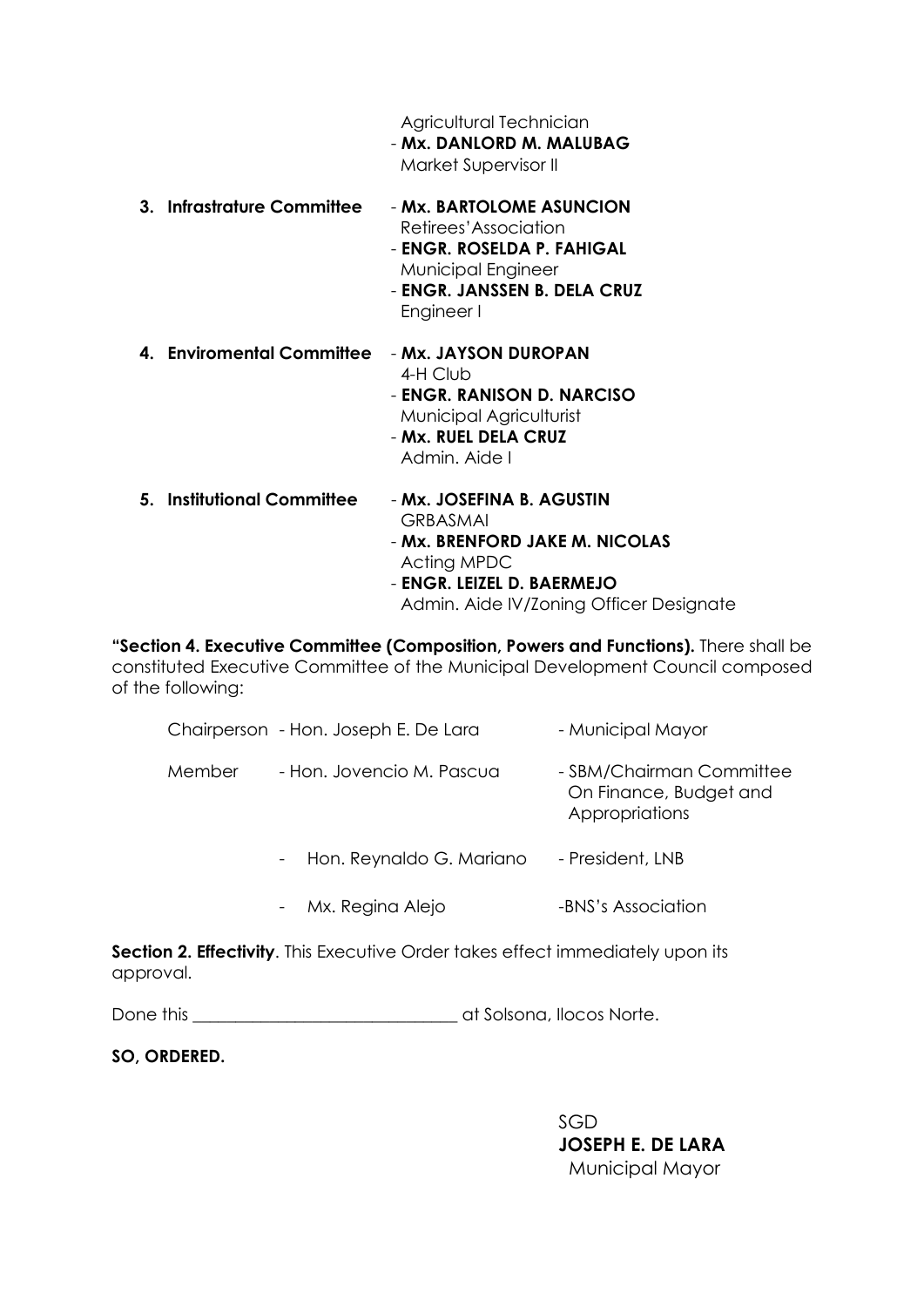| | |
|---|---|
| | Agricultural Technician<br>- **Mx. DANLORD M. MALUBAG**<br>Market Supervisor II |
| **3. Infrastrature Committee** | - **Mx. BARTOLOME ASUNCION**<br>Retirees'Association<br>- **ENGR. ROSELDA P. FAHIGAL**<br>Municipal Engineer<br>- **ENGR. JANSSEN B. DELA CRUZ**<br>Engineer I |
| **4. Enviromental Committee** | - **Mx. JAYSON DUROPAN**<br>4-H Club<br>- **ENGR. RANISON D. NARCISO**<br>Municipal Agriculturist<br>- **Mx. RUEL DELA CRUZ**<br>Admin. Aide I |
| **5. Institutional Committee** | - **Mx. JOSEFINA B. AGUSTIN**<br>GRBASMAI<br>- **Mx. BRENFORD JAKE M. NICOLAS**<br>Acting MPDC<br>- **ENGR. LEIZEL D. BAERMEJO**<br>Admin. Aide IV/Zoning Officer Designate |

**"Section 4. Executive Committee (Composition, Powers and Functions).** There shall be constituted Executive Committee of the Municipal Development Council composed of the following:

| | | |
|---|---|---|
| Chairperson | - Hon. Joseph E. De Lara | - Municipal Mayor |
| Member | - Hon. Jovencio M. Pascua | - SBM/Chairman Committee On Finance, Budget and Appropriations |
| | - Hon. Reynaldo G. Mariano | - President, LNB |
| | - Mx. Regina Alejo | -BNS's Association |

**Section 2. Effectivity**. This Executive Order takes effect immediately upon its approval.

Done this ______________________________ at Solsona, Ilocos Norte.

**SO, ORDERED.**

SGD
**JOSEPH E. DE LARA**
Municipal Mayor